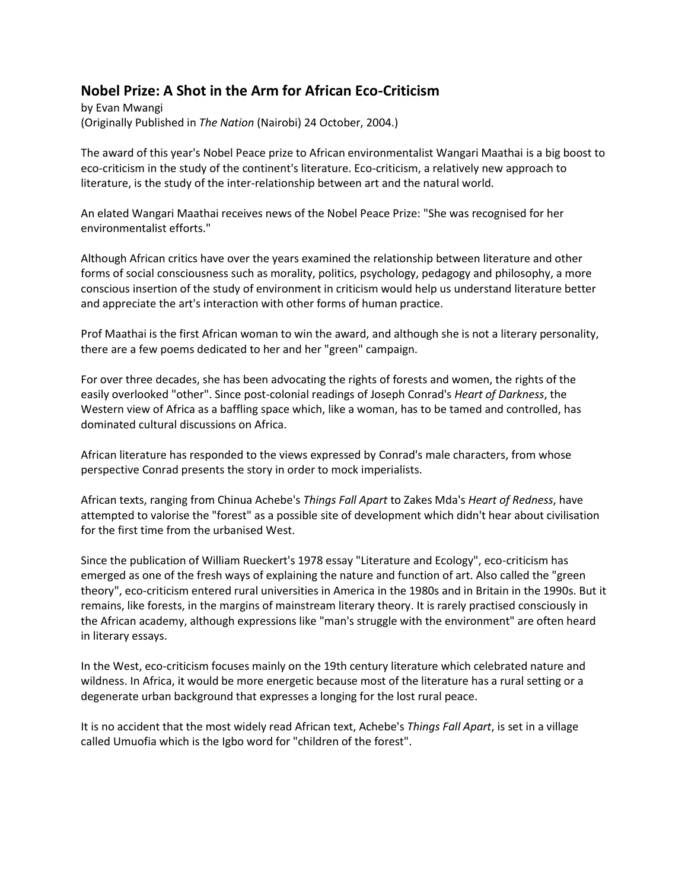## Nobel Prize: A Shot in the Arm for African Eco-Criticism

by Evan Mwangi
(Originally Published in *The Nation* (Nairobi) 24 October, 2004.)

The award of this year's Nobel Peace prize to African environmentalist Wangari Maathai is a big boost to eco-criticism in the study of the continent's literature. Eco-criticism, a relatively new approach to literature, is the study of the inter-relationship between art and the natural world.

An elated Wangari Maathai receives news of the Nobel Peace Prize: "She was recognised for her environmentalist efforts."

Although African critics have over the years examined the relationship between literature and other forms of social consciousness such as morality, politics, psychology, pedagogy and philosophy, a more conscious insertion of the study of environment in criticism would help us understand literature better and appreciate the art's interaction with other forms of human practice.

Prof Maathai is the first African woman to win the award, and although she is not a literary personality, there are a few poems dedicated to her and her "green" campaign.

For over three decades, she has been advocating the rights of forests and women, the rights of the easily overlooked "other". Since post-colonial readings of Joseph Conrad's *Heart of Darkness*, the Western view of Africa as a baffling space which, like a woman, has to be tamed and controlled, has dominated cultural discussions on Africa.

African literature has responded to the views expressed by Conrad's male characters, from whose perspective Conrad presents the story in order to mock imperialists.

African texts, ranging from Chinua Achebe's *Things Fall Apart* to Zakes Mda's *Heart of Redness*, have attempted to valorise the "forest" as a possible site of development which didn't hear about civilisation for the first time from the urbanised West.

Since the publication of William Rueckert's 1978 essay "Literature and Ecology", eco-criticism has emerged as one of the fresh ways of explaining the nature and function of art. Also called the "green theory", eco-criticism entered rural universities in America in the 1980s and in Britain in the 1990s. But it remains, like forests, in the margins of mainstream literary theory. It is rarely practised consciously in the African academy, although expressions like "man's struggle with the environment" are often heard in literary essays.

In the West, eco-criticism focuses mainly on the 19th century literature which celebrated nature and wildness. In Africa, it would be more energetic because most of the literature has a rural setting or a degenerate urban background that expresses a longing for the lost rural peace.

It is no accident that the most widely read African text, Achebe's *Things Fall Apart*, is set in a village called Umuofia which is the Igbo word for "children of the forest".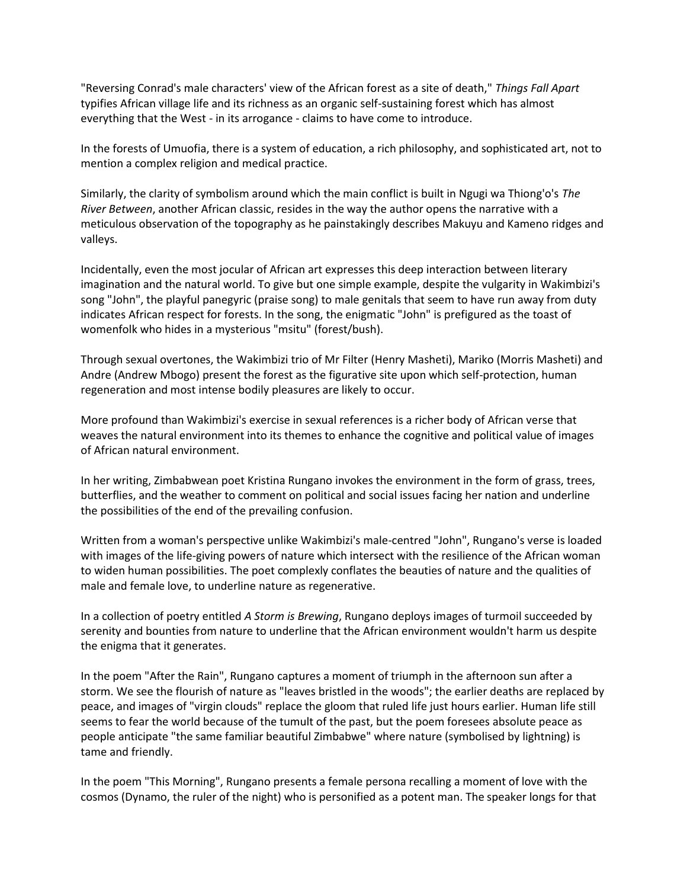"Reversing Conrad's male characters' view of the African forest as a site of death," *Things Fall Apart* typifies African village life and its richness as an organic self-sustaining forest which has almost everything that the West - in its arrogance - claims to have come to introduce.

In the forests of Umuofia, there is a system of education, a rich philosophy, and sophisticated art, not to mention a complex religion and medical practice.

Similarly, the clarity of symbolism around which the main conflict is built in Ngugi wa Thiong'o's *The River Between*, another African classic, resides in the way the author opens the narrative with a meticulous observation of the topography as he painstakingly describes Makuyu and Kameno ridges and valleys.

Incidentally, even the most jocular of African art expresses this deep interaction between literary imagination and the natural world. To give but one simple example, despite the vulgarity in Wakimbizi's song "John", the playful panegyric (praise song) to male genitals that seem to have run away from duty indicates African respect for forests. In the song, the enigmatic "John" is prefigured as the toast of womenfolk who hides in a mysterious "msitu" (forest/bush).

Through sexual overtones, the Wakimbizi trio of Mr Filter (Henry Masheti), Mariko (Morris Masheti) and Andre (Andrew Mbogo) present the forest as the figurative site upon which self-protection, human regeneration and most intense bodily pleasures are likely to occur.

More profound than Wakimbizi's exercise in sexual references is a richer body of African verse that weaves the natural environment into its themes to enhance the cognitive and political value of images of African natural environment.

In her writing, Zimbabwean poet Kristina Rungano invokes the environment in the form of grass, trees, butterflies, and the weather to comment on political and social issues facing her nation and underline the possibilities of the end of the prevailing confusion.

Written from a woman's perspective unlike Wakimbizi's male-centred "John", Rungano's verse is loaded with images of the life-giving powers of nature which intersect with the resilience of the African woman to widen human possibilities. The poet complexly conflates the beauties of nature and the qualities of male and female love, to underline nature as regenerative.

In a collection of poetry entitled *A Storm is Brewing*, Rungano deploys images of turmoil succeeded by serenity and bounties from nature to underline that the African environment wouldn't harm us despite the enigma that it generates.

In the poem "After the Rain", Rungano captures a moment of triumph in the afternoon sun after a storm. We see the flourish of nature as "leaves bristled in the woods"; the earlier deaths are replaced by peace, and images of "virgin clouds" replace the gloom that ruled life just hours earlier. Human life still seems to fear the world because of the tumult of the past, but the poem foresees absolute peace as people anticipate "the same familiar beautiful Zimbabwe" where nature (symbolised by lightning) is tame and friendly.

In the poem "This Morning", Rungano presents a female persona recalling a moment of love with the cosmos (Dynamo, the ruler of the night) who is personified as a potent man. The speaker longs for that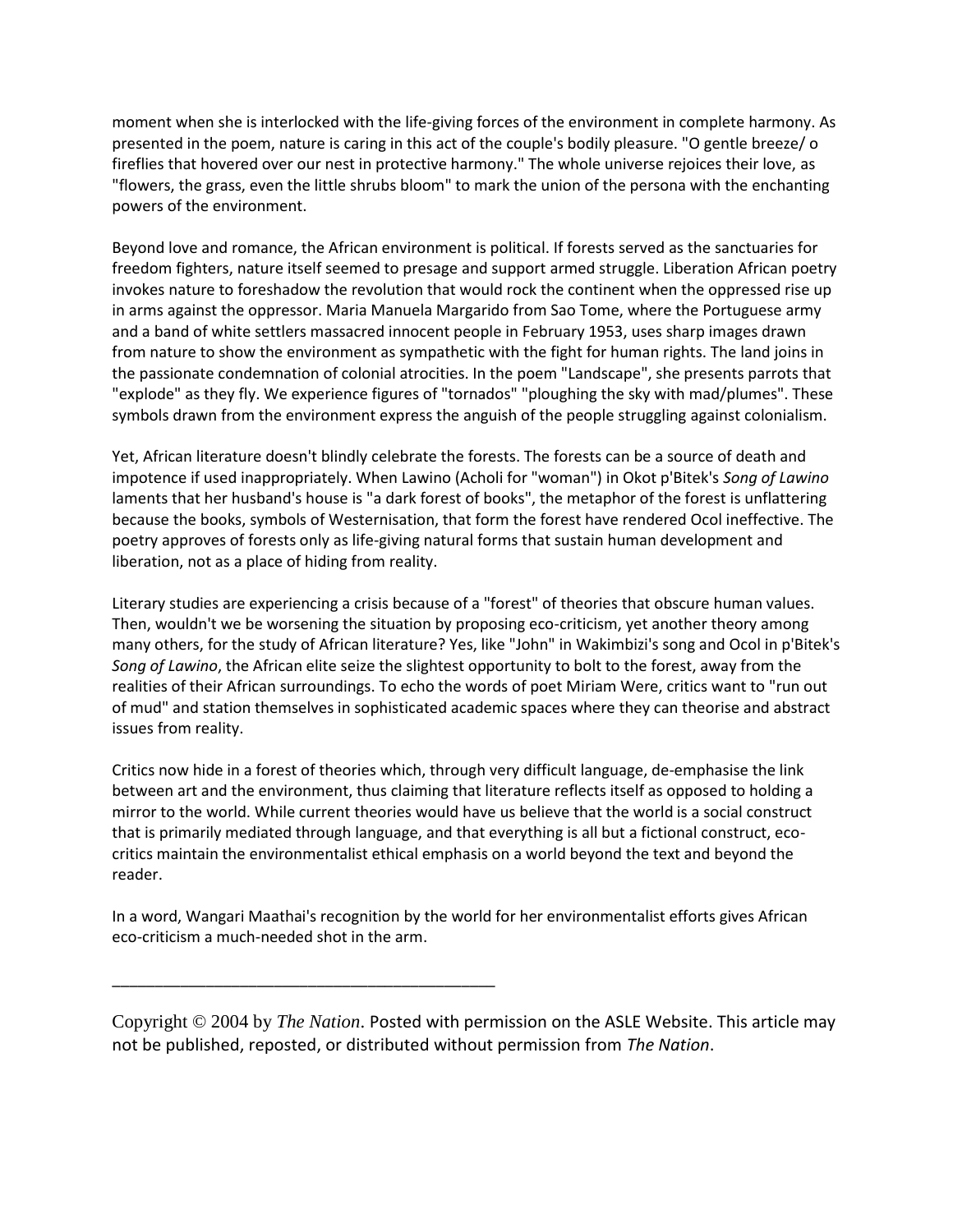moment when she is interlocked with the life-giving forces of the environment in complete harmony. As presented in the poem, nature is caring in this act of the couple's bodily pleasure. "O gentle breeze/ o fireflies that hovered over our nest in protective harmony." The whole universe rejoices their love, as "flowers, the grass, even the little shrubs bloom" to mark the union of the persona with the enchanting powers of the environment.

Beyond love and romance, the African environment is political. If forests served as the sanctuaries for freedom fighters, nature itself seemed to presage and support armed struggle. Liberation African poetry invokes nature to foreshadow the revolution that would rock the continent when the oppressed rise up in arms against the oppressor. Maria Manuela Margarido from Sao Tome, where the Portuguese army and a band of white settlers massacred innocent people in February 1953, uses sharp images drawn from nature to show the environment as sympathetic with the fight for human rights. The land joins in the passionate condemnation of colonial atrocities. In the poem "Landscape", she presents parrots that "explode" as they fly. We experience figures of "tornados" "ploughing the sky with mad/plumes". These symbols drawn from the environment express the anguish of the people struggling against colonialism.

Yet, African literature doesn't blindly celebrate the forests. The forests can be a source of death and impotence if used inappropriately. When Lawino (Acholi for "woman") in Okot p'Bitek's *Song of Lawino* laments that her husband's house is "a dark forest of books", the metaphor of the forest is unflattering because the books, symbols of Westernisation, that form the forest have rendered Ocol ineffective. The poetry approves of forests only as life-giving natural forms that sustain human development and liberation, not as a place of hiding from reality.

Literary studies are experiencing a crisis because of a "forest" of theories that obscure human values. Then, wouldn't we be worsening the situation by proposing eco-criticism, yet another theory among many others, for the study of African literature? Yes, like "John" in Wakimbizi's song and Ocol in p'Bitek's *Song of Lawino*, the African elite seize the slightest opportunity to bolt to the forest, away from the realities of their African surroundings. To echo the words of poet Miriam Were, critics want to "run out of mud" and station themselves in sophisticated academic spaces where they can theorise and abstract issues from reality.

Critics now hide in a forest of theories which, through very difficult language, de-emphasise the link between art and the environment, thus claiming that literature reflects itself as opposed to holding a mirror to the world. While current theories would have us believe that the world is a social construct that is primarily mediated through language, and that everything is all but a fictional construct, eco-critics maintain the environmentalist ethical emphasis on a world beyond the text and beyond the reader.

In a word, Wangari Maathai's recognition by the world for her environmentalist efforts gives African eco-criticism a much-needed shot in the arm.

---

Copyright © 2004 by *The Nation*. Posted with permission on the ASLE Website. This article may not be published, reposted, or distributed without permission from *The Nation*.